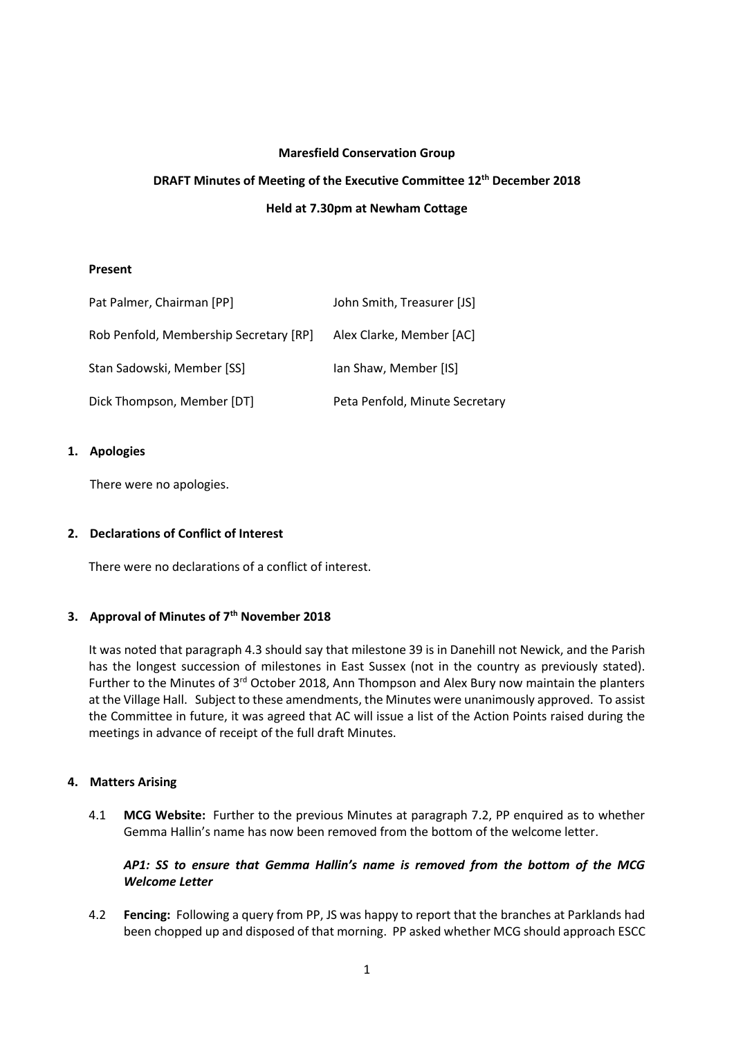**Maresfield Conservation Group**

**DRAFT Minutes of Meeting of the Executive Committee 12th December 2018**

**Held at 7.30pm at Newham Cottage**

**Present**

| | |
|---|---|
| Pat Palmer, Chairman [PP] | John Smith, Treasurer [JS] |
| Rob Penfold, Membership Secretary [RP] | Alex Clarke, Member [AC] |
| Stan Sadowski, Member [SS] | Ian Shaw, Member [IS] |
| Dick Thompson, Member [DT] | Peta Penfold, Minute Secretary |

## 1. Apologies

There were no apologies.

## 2. Declarations of Conflict of Interest

There were no declarations of a conflict of interest.

## 3. Approval of Minutes of 7th November 2018

It was noted that paragraph 4.3 should say that milestone 39 is in Danehill not Newick, and the Parish has the longest succession of milestones in East Sussex (not in the country as previously stated). Further to the Minutes of 3rd October 2018, Ann Thompson and Alex Bury now maintain the planters at the Village Hall. Subject to these amendments, the Minutes were unanimously approved. To assist the Committee in future, it was agreed that AC will issue a list of the Action Points raised during the meetings in advance of receipt of the full draft Minutes.

## 4. Matters Arising

4.1 **MCG Website:** Further to the previous Minutes at paragraph 7.2, PP enquired as to whether Gemma Hallin's name has now been removed from the bottom of the welcome letter.

***AP1: SS to ensure that Gemma Hallin's name is removed from the bottom of the MCG Welcome Letter***

4.2 **Fencing:** Following a query from PP, JS was happy to report that the branches at Parklands had been chopped up and disposed of that morning. PP asked whether MCG should approach ESCC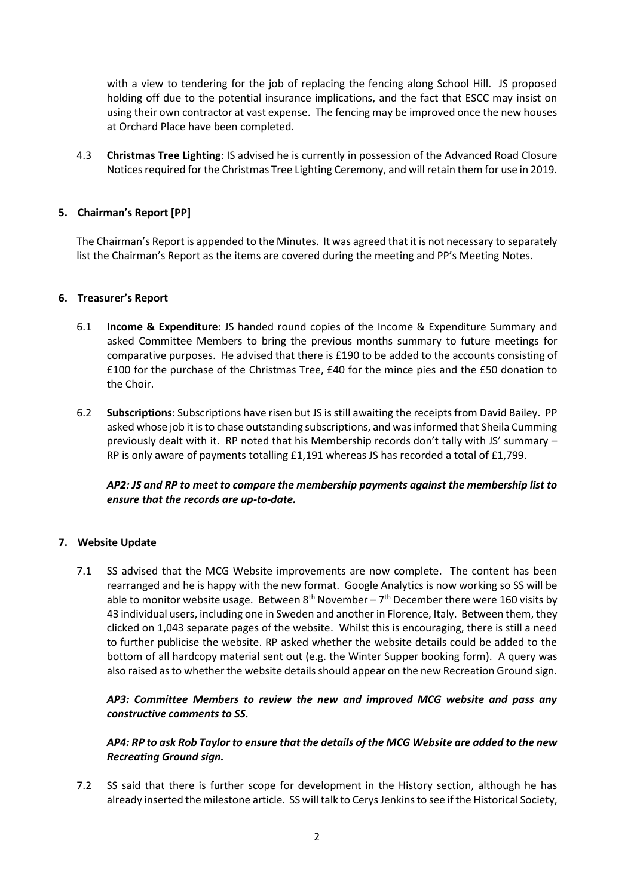with a view to tendering for the job of replacing the fencing along School Hill. JS proposed holding off due to the potential insurance implications, and the fact that ESCC may insist on using their own contractor at vast expense. The fencing may be improved once the new houses at Orchard Place have been completed.

4.3 **Christmas Tree Lighting**: IS advised he is currently in possession of the Advanced Road Closure Notices required for the Christmas Tree Lighting Ceremony, and will retain them for use in 2019.

## 5. Chairman's Report [PP]

The Chairman's Report is appended to the Minutes. It was agreed that it is not necessary to separately list the Chairman's Report as the items are covered during the meeting and PP's Meeting Notes.

## 6. Treasurer's Report

6.1 **Income & Expenditure**: JS handed round copies of the Income & Expenditure Summary and asked Committee Members to bring the previous months summary to future meetings for comparative purposes. He advised that there is £190 to be added to the accounts consisting of £100 for the purchase of the Christmas Tree, £40 for the mince pies and the £50 donation to the Choir.

6.2 **Subscriptions**: Subscriptions have risen but JS is still awaiting the receipts from David Bailey. PP asked whose job it is to chase outstanding subscriptions, and was informed that Sheila Cumming previously dealt with it. RP noted that his Membership records don't tally with JS' summary – RP is only aware of payments totalling £1,191 whereas JS has recorded a total of £1,799.

***AP2: JS and RP to meet to compare the membership payments against the membership list to ensure that the records are up-to-date.***

## 7. Website Update

7.1 SS advised that the MCG Website improvements are now complete. The content has been rearranged and he is happy with the new format. Google Analytics is now working so SS will be able to monitor website usage. Between 8th November – 7th December there were 160 visits by 43 individual users, including one in Sweden and another in Florence, Italy. Between them, they clicked on 1,043 separate pages of the website. Whilst this is encouraging, there is still a need to further publicise the website. RP asked whether the website details could be added to the bottom of all hardcopy material sent out (e.g. the Winter Supper booking form). A query was also raised as to whether the website details should appear on the new Recreation Ground sign.

***AP3: Committee Members to review the new and improved MCG website and pass any constructive comments to SS.***

***AP4: RP to ask Rob Taylor to ensure that the details of the MCG Website are added to the new Recreating Ground sign.***

7.2 SS said that there is further scope for development in the History section, although he has already inserted the milestone article. SS will talk to Cerys Jenkins to see if the Historical Society,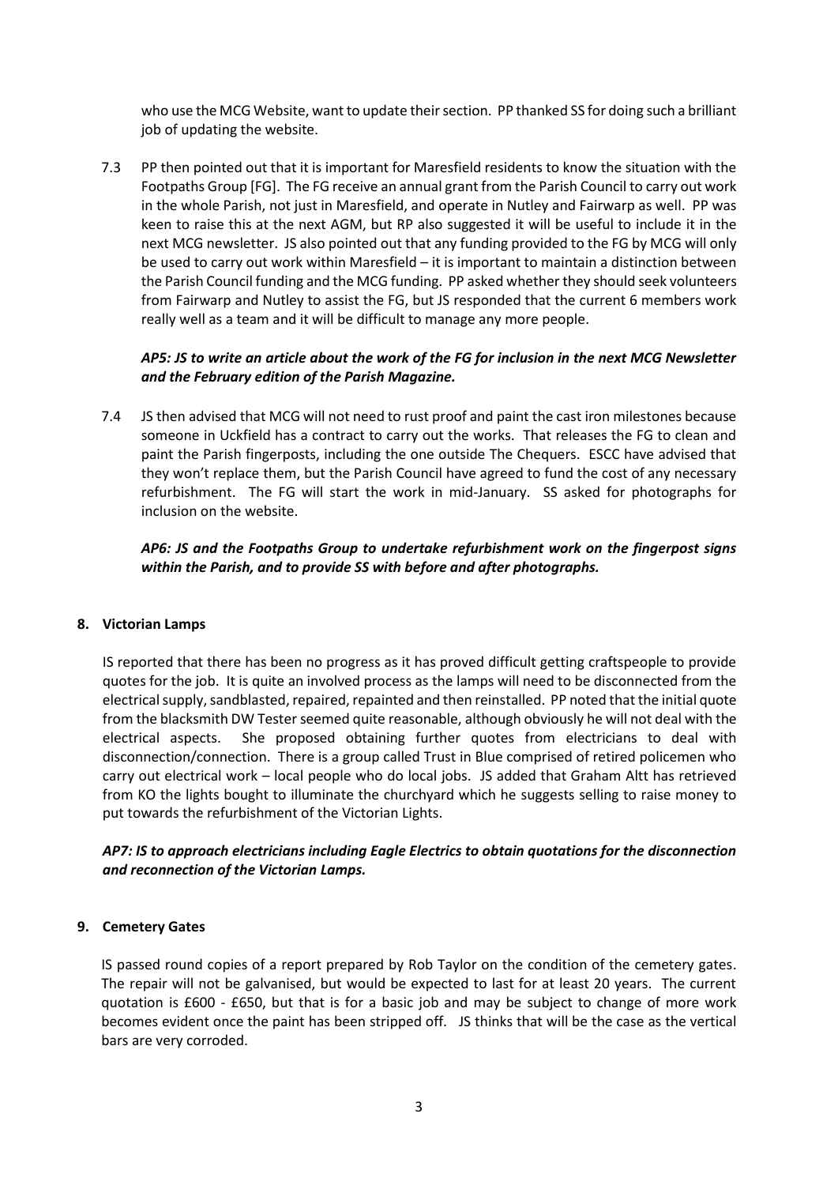who use the MCG Website, want to update their section. PP thanked SS for doing such a brilliant job of updating the website.

7.3 PP then pointed out that it is important for Maresfield residents to know the situation with the Footpaths Group [FG]. The FG receive an annual grant from the Parish Council to carry out work in the whole Parish, not just in Maresfield, and operate in Nutley and Fairwarp as well. PP was keen to raise this at the next AGM, but RP also suggested it will be useful to include it in the next MCG newsletter. JS also pointed out that any funding provided to the FG by MCG will only be used to carry out work within Maresfield – it is important to maintain a distinction between the Parish Council funding and the MCG funding. PP asked whether they should seek volunteers from Fairwarp and Nutley to assist the FG, but JS responded that the current 6 members work really well as a team and it will be difficult to manage any more people.

***AP5: JS to write an article about the work of the FG for inclusion in the next MCG Newsletter and the February edition of the Parish Magazine.***

7.4 JS then advised that MCG will not need to rust proof and paint the cast iron milestones because someone in Uckfield has a contract to carry out the works. That releases the FG to clean and paint the Parish fingerposts, including the one outside The Chequers. ESCC have advised that they won't replace them, but the Parish Council have agreed to fund the cost of any necessary refurbishment. The FG will start the work in mid-January. SS asked for photographs for inclusion on the website.

***AP6: JS and the Footpaths Group to undertake refurbishment work on the fingerpost signs within the Parish, and to provide SS with before and after photographs.***

**8. Victorian Lamps**

IS reported that there has been no progress as it has proved difficult getting craftspeople to provide quotes for the job. It is quite an involved process as the lamps will need to be disconnected from the electrical supply, sandblasted, repaired, repainted and then reinstalled. PP noted that the initial quote from the blacksmith DW Tester seemed quite reasonable, although obviously he will not deal with the electrical aspects. She proposed obtaining further quotes from electricians to deal with disconnection/connection. There is a group called Trust in Blue comprised of retired policemen who carry out electrical work – local people who do local jobs. JS added that Graham Altt has retrieved from KO the lights bought to illuminate the churchyard which he suggests selling to raise money to put towards the refurbishment of the Victorian Lights.

***AP7: IS to approach electricians including Eagle Electrics to obtain quotations for the disconnection and reconnection of the Victorian Lamps.***

**9. Cemetery Gates**

IS passed round copies of a report prepared by Rob Taylor on the condition of the cemetery gates. The repair will not be galvanised, but would be expected to last for at least 20 years. The current quotation is £600 - £650, but that is for a basic job and may be subject to change of more work becomes evident once the paint has been stripped off. JS thinks that will be the case as the vertical bars are very corroded.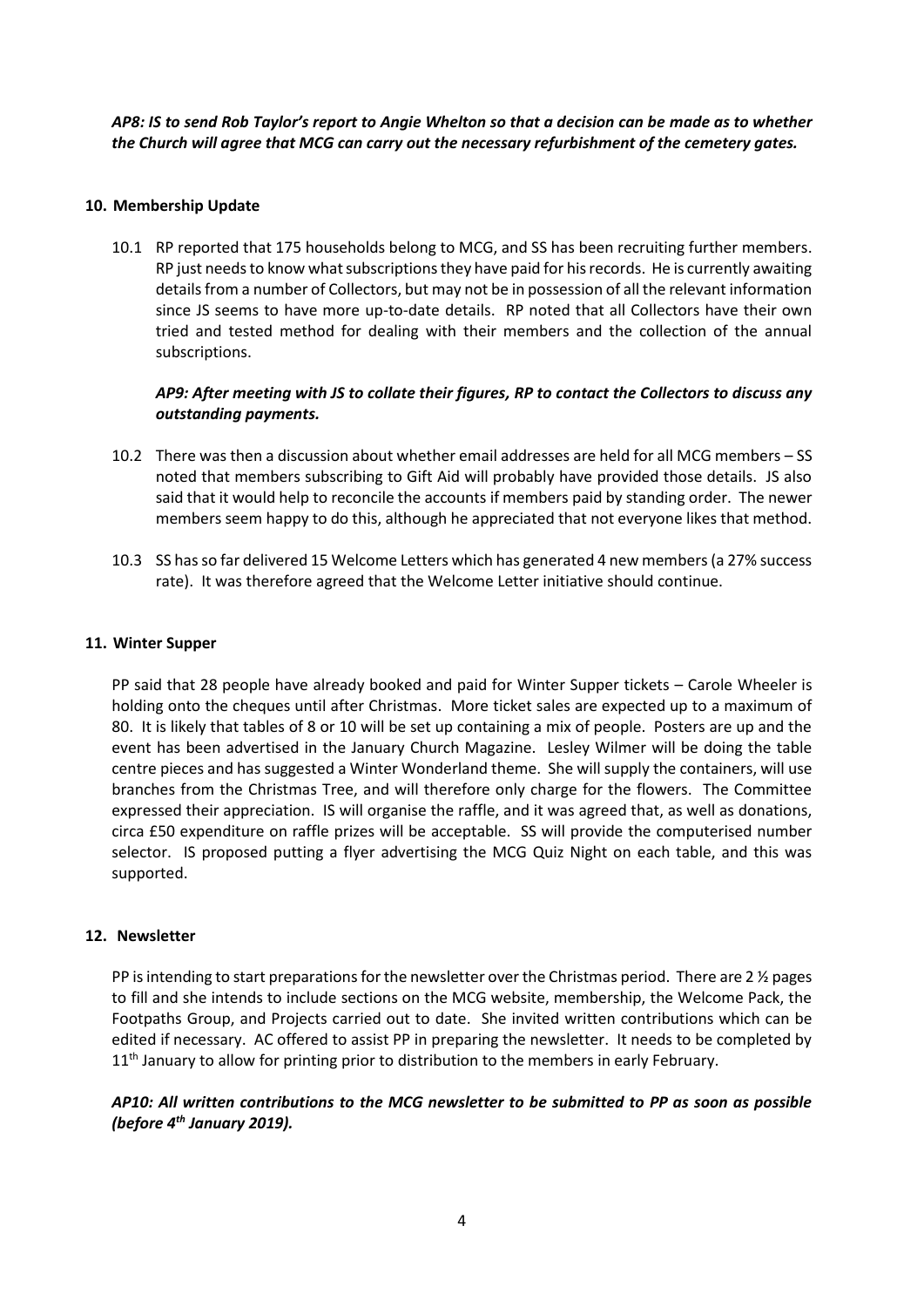***AP8: IS to send Rob Taylor's report to Angie Whelton so that a decision can be made as to whether the Church will agree that MCG can carry out the necessary refurbishment of the cemetery gates.***

**10. Membership Update**

10.1 RP reported that 175 households belong to MCG, and SS has been recruiting further members. RP just needs to know what subscriptions they have paid for his records. He is currently awaiting details from a number of Collectors, but may not be in possession of all the relevant information since JS seems to have more up-to-date details. RP noted that all Collectors have their own tried and tested method for dealing with their members and the collection of the annual subscriptions.

***AP9: After meeting with JS to collate their figures, RP to contact the Collectors to discuss any outstanding payments.***

10.2 There was then a discussion about whether email addresses are held for all MCG members – SS noted that members subscribing to Gift Aid will probably have provided those details. JS also said that it would help to reconcile the accounts if members paid by standing order. The newer members seem happy to do this, although he appreciated that not everyone likes that method.

10.3 SS has so far delivered 15 Welcome Letters which has generated 4 new members (a 27% success rate). It was therefore agreed that the Welcome Letter initiative should continue.

**11. Winter Supper**

PP said that 28 people have already booked and paid for Winter Supper tickets – Carole Wheeler is holding onto the cheques until after Christmas. More ticket sales are expected up to a maximum of 80. It is likely that tables of 8 or 10 will be set up containing a mix of people. Posters are up and the event has been advertised in the January Church Magazine. Lesley Wilmer will be doing the table centre pieces and has suggested a Winter Wonderland theme. She will supply the containers, will use branches from the Christmas Tree, and will therefore only charge for the flowers. The Committee expressed their appreciation. IS will organise the raffle, and it was agreed that, as well as donations, circa £50 expenditure on raffle prizes will be acceptable. SS will provide the computerised number selector. IS proposed putting a flyer advertising the MCG Quiz Night on each table, and this was supported.

**12. Newsletter**

PP is intending to start preparations for the newsletter over the Christmas period. There are 2 ½ pages to fill and she intends to include sections on the MCG website, membership, the Welcome Pack, the Footpaths Group, and Projects carried out to date. She invited written contributions which can be edited if necessary. AC offered to assist PP in preparing the newsletter. It needs to be completed by 11th January to allow for printing prior to distribution to the members in early February.

***AP10: All written contributions to the MCG newsletter to be submitted to PP as soon as possible (before 4th January 2019).***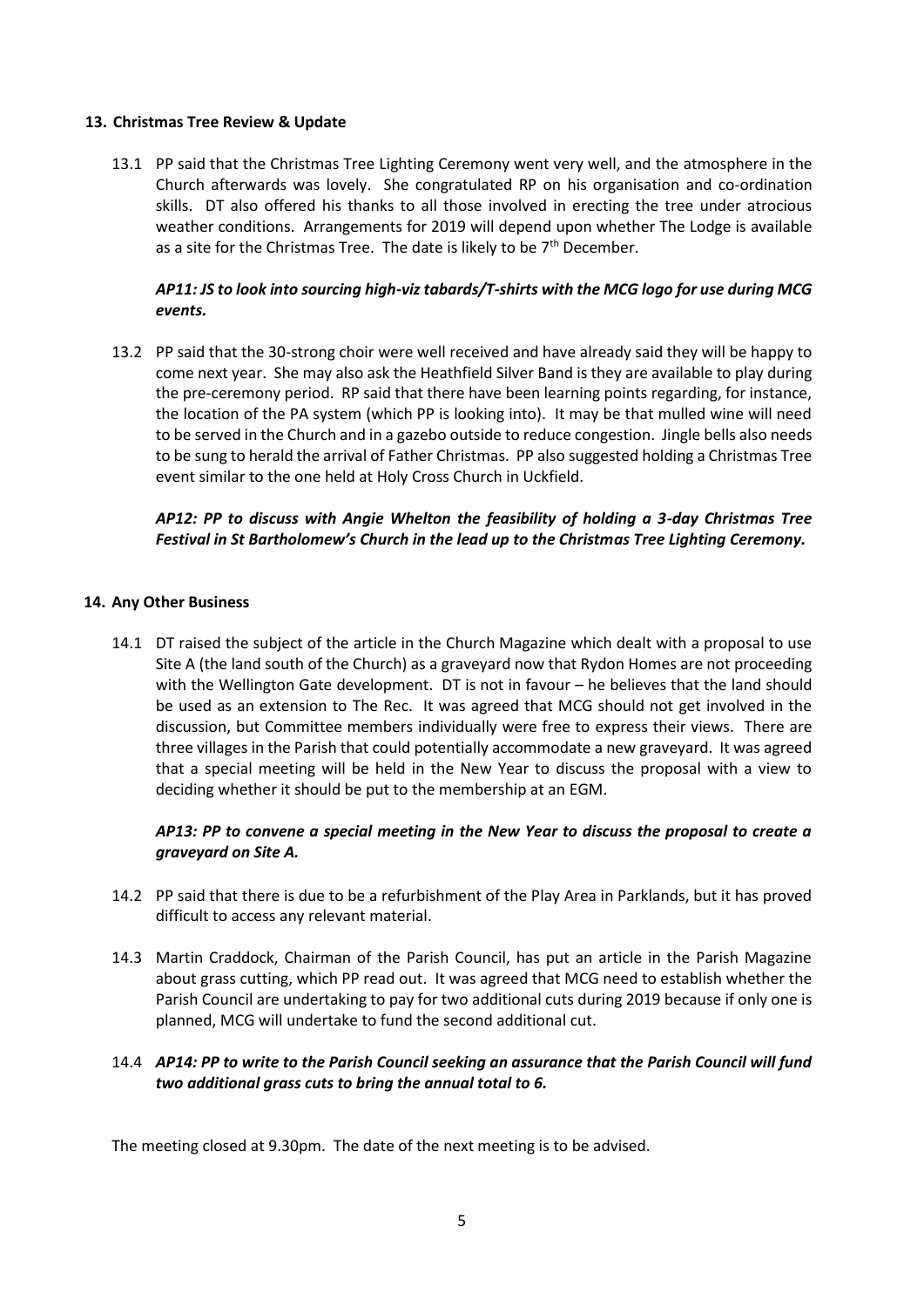## 13. Christmas Tree Review & Update

13.1 PP said that the Christmas Tree Lighting Ceremony went very well, and the atmosphere in the Church afterwards was lovely. She congratulated RP on his organisation and co-ordination skills. DT also offered his thanks to all those involved in erecting the tree under atrocious weather conditions. Arrangements for 2019 will depend upon whether The Lodge is available as a site for the Christmas Tree. The date is likely to be 7th December.

***AP11: JS to look into sourcing high-viz tabards/T-shirts with the MCG logo for use during MCG events.***

13.2 PP said that the 30-strong choir were well received and have already said they will be happy to come next year. She may also ask the Heathfield Silver Band is they are available to play during the pre-ceremony period. RP said that there have been learning points regarding, for instance, the location of the PA system (which PP is looking into). It may be that mulled wine will need to be served in the Church and in a gazebo outside to reduce congestion. Jingle bells also needs to be sung to herald the arrival of Father Christmas. PP also suggested holding a Christmas Tree event similar to the one held at Holy Cross Church in Uckfield.

***AP12: PP to discuss with Angie Whelton the feasibility of holding a 3-day Christmas Tree Festival in St Bartholomew's Church in the lead up to the Christmas Tree Lighting Ceremony.***

## 14. Any Other Business

14.1 DT raised the subject of the article in the Church Magazine which dealt with a proposal to use Site A (the land south of the Church) as a graveyard now that Rydon Homes are not proceeding with the Wellington Gate development. DT is not in favour – he believes that the land should be used as an extension to The Rec. It was agreed that MCG should not get involved in the discussion, but Committee members individually were free to express their views. There are three villages in the Parish that could potentially accommodate a new graveyard. It was agreed that a special meeting will be held in the New Year to discuss the proposal with a view to deciding whether it should be put to the membership at an EGM.

***AP13: PP to convene a special meeting in the New Year to discuss the proposal to create a graveyard on Site A.***

14.2 PP said that there is due to be a refurbishment of the Play Area in Parklands, but it has proved difficult to access any relevant material.

14.3 Martin Craddock, Chairman of the Parish Council, has put an article in the Parish Magazine about grass cutting, which PP read out. It was agreed that MCG need to establish whether the Parish Council are undertaking to pay for two additional cuts during 2019 because if only one is planned, MCG will undertake to fund the second additional cut.

14.4 ***AP14: PP to write to the Parish Council seeking an assurance that the Parish Council will fund two additional grass cuts to bring the annual total to 6.***

The meeting closed at 9.30pm. The date of the next meeting is to be advised.